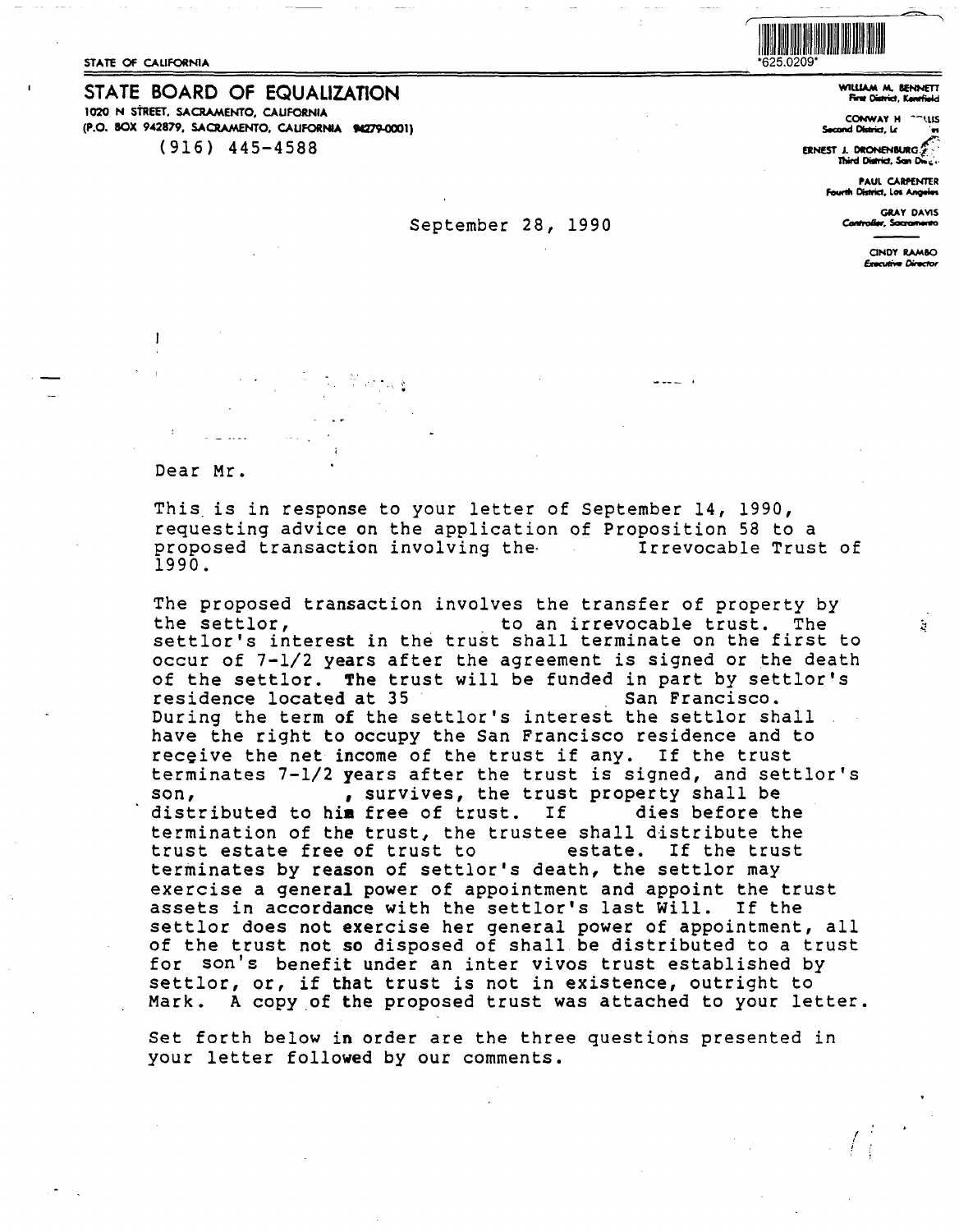STATE OF CALIFORNIA

*625.0209*

# STATE BOARD OF EQUALIZATION

1020 N STREET, SACRAMENTO, CALIFORNIA
(P.O. BOX 942879, SACRAMENTO, CALIFORNIA 94279-0001)
(916) 445-4588

WILLIAM M. BENNETT
First District, Kentfield

CONWAY H. COLLIS
Second District, Los Angeles

ERNEST J. DRONENBURG, JR.
Third District, San Diego

PAUL CARPENTER
Fourth District, Los Angeles

GRAY DAVIS
Controller, Sacramento

CINDY RAMBO
Executive Director

September 28, 1990

Dear Mr.

This is in response to your letter of September 14, 1990, requesting advice on the application of Proposition 58 to a proposed transaction involving the Irrevocable Trust of 1990.

The proposed transaction involves the transfer of property by the settlor, to an irrevocable trust. The settlor's interest in the trust shall terminate on the first to occur of 7-1/2 years after the agreement is signed or the death of the settlor. The trust will be funded in part by settlor's residence located at 35 San Francisco. During the term of the settlor's interest the settlor shall have the right to occupy the San Francisco residence and to receive the net income of the trust if any. If the trust terminates 7-1/2 years after the trust is signed, and settlor's son, , survives, the trust property shall be distributed to him free of trust. If dies before the termination of the trust, the trustee shall distribute the trust estate free of trust to estate. If the trust terminates by reason of settlor's death, the settlor may exercise a general power of appointment and appoint the trust assets in accordance with the settlor's last Will. If the settlor does not exercise her general power of appointment, all of the trust not so disposed of shall be distributed to a trust for son's benefit under an inter vivos trust established by settlor, or, if that trust is not in existence, outright to Mark. A copy of the proposed trust was attached to your letter.

Set forth below in order are the three questions presented in your letter followed by our comments.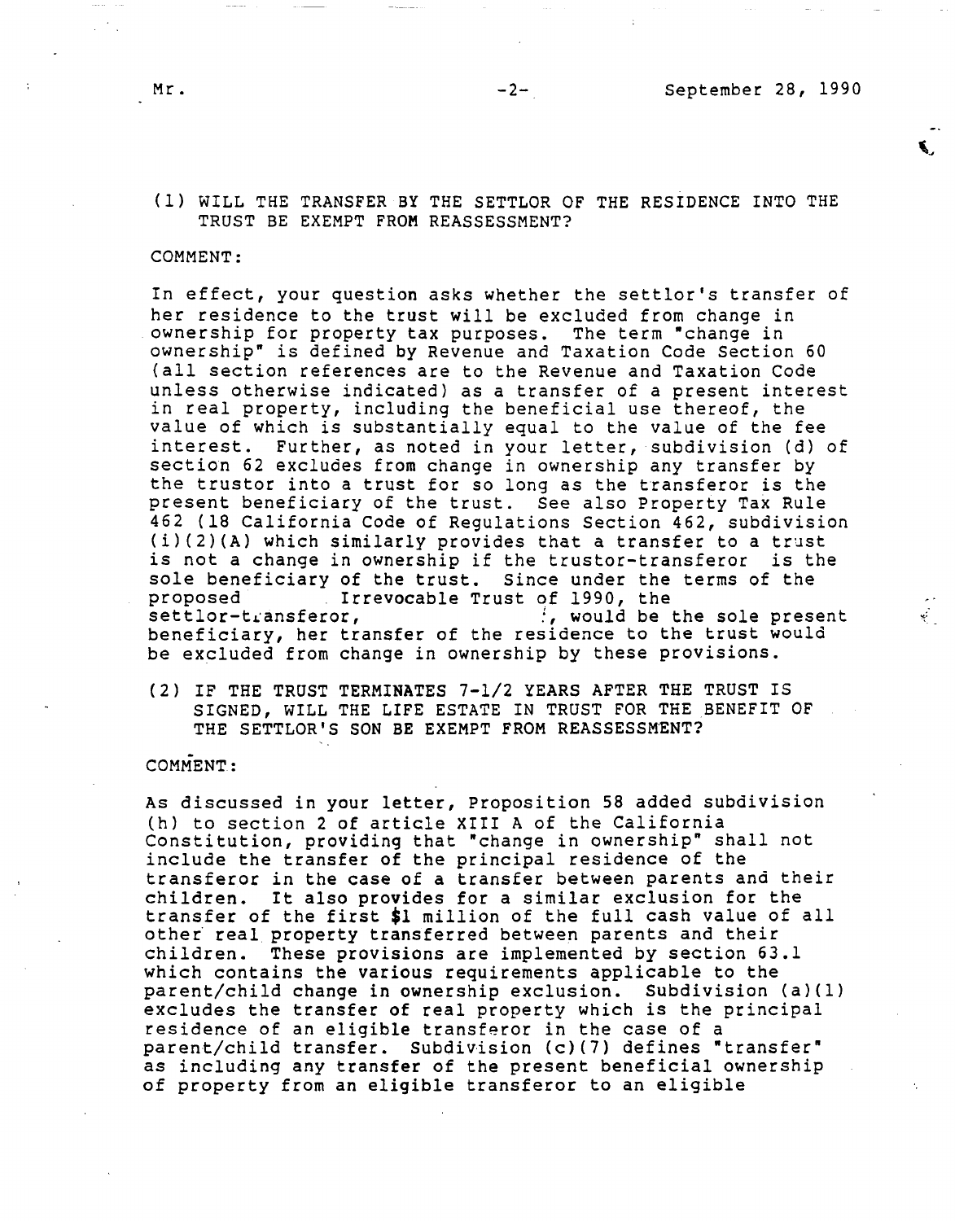(1) WILL THE TRANSFER BY THE SETTLOR OF THE RESIDENCE INTO THE TRUST BE EXEMPT FROM REASSESSMENT?

COMMENT:

In effect, your question asks whether the settlor's transfer of her residence to the trust will be excluded from change in ownership for property tax purposes. The term "change in ownership" is defined by Revenue and Taxation Code Section 60 (all section references are to the Revenue and Taxation Code unless otherwise indicated) as a transfer of a present interest in real property, including the beneficial use thereof, the value of which is substantially equal to the value of the fee interest. Further, as noted in your letter, subdivision (d) of section 62 excludes from change in ownership any transfer by the trustor into a trust for so long as the transferor is the present beneficiary of the trust. See also Property Tax Rule 462 (18 California Code of Regulations Section 462, subdivision (i)(2)(A) which similarly provides that a transfer to a trust is not a change in ownership if the trustor-transferor is the sole beneficiary of the trust. Since under the terms of the proposed Irrevocable Trust of 1990, the settlor-transferor, , would be the sole present beneficiary, her transfer of the residence to the trust would be excluded from change in ownership by these provisions.

(2) IF THE TRUST TERMINATES 7-1/2 YEARS AFTER THE TRUST IS SIGNED, WILL THE LIFE ESTATE IN TRUST FOR THE BENEFIT OF THE SETTLOR'S SON BE EXEMPT FROM REASSESSMENT?

COMMENT:

As discussed in your letter, Proposition 58 added subdivision (h) to section 2 of article XIII A of the California Constitution, providing that "change in ownership" shall not include the transfer of the principal residence of the transferor in the case of a transfer between parents and their children. It also provides for a similar exclusion for the transfer of the first $1 million of the full cash value of all other real property transferred between parents and their children. These provisions are implemented by section 63.1 which contains the various requirements applicable to the parent/child change in ownership exclusion. Subdivision (a)(1) excludes the transfer of real property which is the principal residence of an eligible transferor in the case of a parent/child transfer. Subdivision (c)(7) defines "transfer" as including any transfer of the present beneficial ownership of property from an eligible transferor to an eligible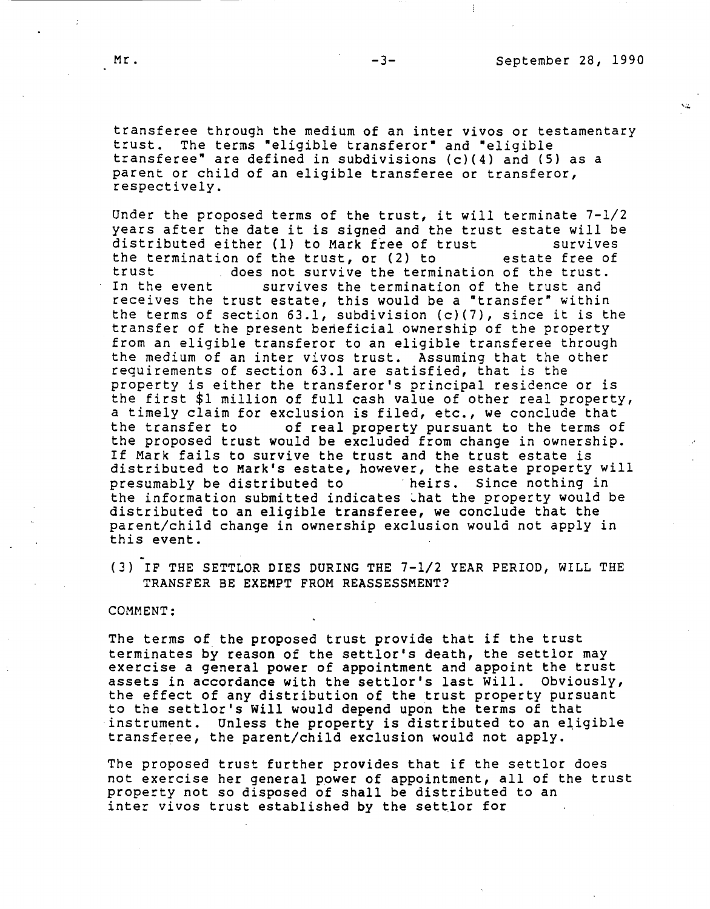transferee through the medium of an inter vivos or testamentary trust. The terms "eligible transferor" and "eligible transferee" are defined in subdivisions (c)(4) and (5) as a parent or child of an eligible transferee or transferor, respectively.

Under the proposed terms of the trust, it will terminate 7-1/2 years after the date it is signed and the trust estate will be distributed either (1) to Mark free of trust survives the termination of the trust, or (2) to estate free of trust does not survive the termination of the trust. In the event survives the termination of the trust and receives the trust estate, this would be a "transfer" within the terms of section 63.1, subdivision (c)(7), since it is the transfer of the present beneficial ownership of the property from an eligible transferor to an eligible transferee through the medium of an inter vivos trust. Assuming that the other requirements of section 63.1 are satisfied, that is the property is either the transferor's principal residence or is the first $1 million of full cash value of other real property, a timely claim for exclusion is filed, etc., we conclude that the transfer to of real property pursuant to the terms of the proposed trust would be excluded from change in ownership. If Mark fails to survive the trust and the trust estate is distributed to Mark's estate, however, the estate property will presumably be distributed to heirs. Since nothing in the information submitted indicates that the property would be distributed to an eligible transferee, we conclude that the parent/child change in ownership exclusion would not apply in this event.

(3) IF THE SETTLOR DIES DURING THE 7-1/2 YEAR PERIOD, WILL THE TRANSFER BE EXEMPT FROM REASSESSMENT?

COMMENT:

The terms of the proposed trust provide that if the trust terminates by reason of the settlor's death, the settlor may exercise a general power of appointment and appoint the trust assets in accordance with the settlor's last Will. Obviously, the effect of any distribution of the trust property pursuant to the settlor's Will would depend upon the terms of that instrument. Unless the property is distributed to an eligible transferee, the parent/child exclusion would not apply.

The proposed trust further provides that if the settlor does not exercise her general power of appointment, all of the trust property not so disposed of shall be distributed to an inter vivos trust established by the settlor for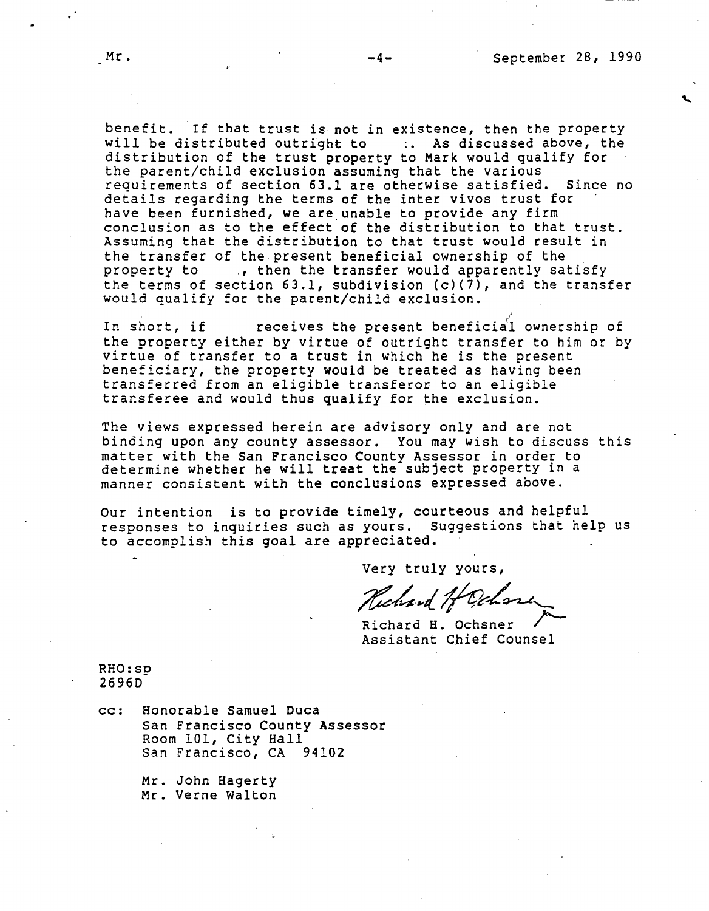benefit. If that trust is not in existence, then the property will be distributed outright to :. As discussed above, the distribution of the trust property to Mark would qualify for the parent/child exclusion assuming that the various requirements of section 63.1 are otherwise satisfied. Since no details regarding the terms of the inter vivos trust for have been furnished, we are unable to provide any firm conclusion as to the effect of the distribution to that trust. Assuming that the distribution to that trust would result in the transfer of the present beneficial ownership of the property to ., then the transfer would apparently satisfy the terms of section 63.1, subdivision (c)(7), and the transfer would qualify for the parent/child exclusion.

In short, if receives the present beneficial ownership of the property either by virtue of outright transfer to him or by virtue of transfer to a trust in which he is the present beneficiary, the property would be treated as having been transferred from an eligible transferor to an eligible transferee and would thus qualify for the exclusion.

The views expressed herein are advisory only and are not binding upon any county assessor. You may wish to discuss this matter with the San Francisco County Assessor in order to determine whether he will treat the subject property in a manner consistent with the conclusions expressed above.

Our intention is to provide timely, courteous and helpful responses to inquiries such as yours. Suggestions that help us to accomplish this goal are appreciated.

Very truly yours,

Richard H. Ochsner

Richard H. Ochsner
Assistant Chief Counsel

RHO:sp
2696D

cc: Honorable Samuel Duca
San Francisco County Assessor
Room 101, City Hall
San Francisco, CA 94102

Mr. John Hagerty
Mr. Verne Walton